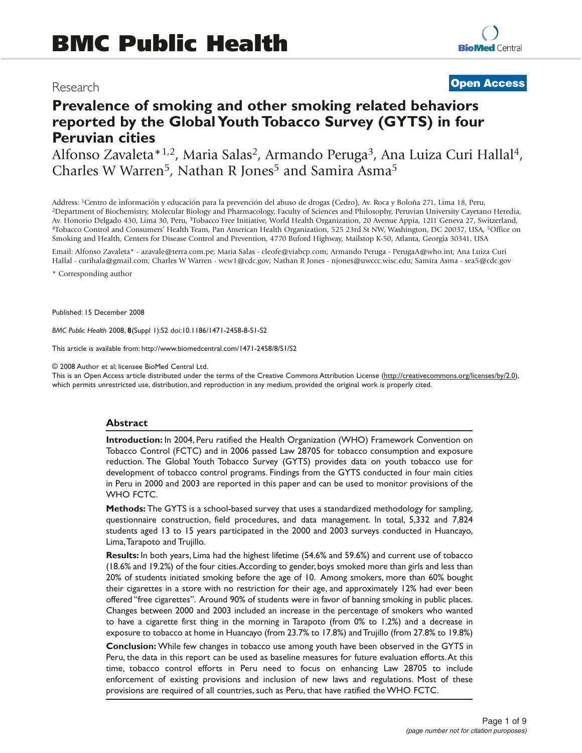BMC Public Health

Research

Open Access

# Prevalence of smoking and other smoking related behaviors reported by the Global Youth Tobacco Survey (GYTS) in four Peruvian cities

Alfonso Zavaleta*[1,2], Maria Salas[2], Armando Peruga[3], Ana Luiza Curi Hallal[4], Charles W Warren[5], Nathan R Jones[5] and Samira Asma[5]

Address: [1]Centro de información y educación para la prevención del abuso de drogas (Cedro), Av. Roca y Boloña 271, Lima 18, Peru, [2]Department of Biochemistry, Molecular Biology and Pharmacology, Faculty of Sciences and Philosophy, Peruvian University Cayetano Heredia, Av. Honorio Delgado 430, Lima 30, Peru, [3]Tobacco Free Initiative, World Health Organization, 20 Avenue Appia, 1211 Geneva 27, Switzerland, [4]Tobacco Control and Consumers' Health Team, Pan American Health Organization, 525 23rd St NW, Washington, DC 20037, USA, [5]Office on Smoking and Health, Centers for Disease Control and Prevention, 4770 Buford Highway, Mailstop K-50, Atlanta, Georgia 30341, USA

Email: Alfonso Zavaleta* - azavale@terra.com.pe; Maria Salas - cleofe@viabcp.com; Armando Peruga - PerugaA@who.int; Ana Luiza Curi Hallal - curihala@gmail.com; Charles W Warren - wcw1@cdc.gov; Nathan R Jones - njones@uwccc.wisc.edu; Samira Asma - sea5@cdc.gov

* Corresponding author

Published: 15 December 2008

*BMC Public Health* 2008, **8**(Suppl 1):S2 doi:10.1186/1471-2458-8-S1-S2

This article is available from: http://www.biomedcentral.com/1471-2458/8/S1/S2

© 2008 Author et al; licensee BioMed Central Ltd.

This is an Open Access article distributed under the terms of the Creative Commons Attribution License (http://creativecommons.org/licenses/by/2.0), which permits unrestricted use, distribution, and reproduction in any medium, provided the original work is properly cited.

## Abstract

**Introduction:** In 2004, Peru ratified the Health Organization (WHO) Framework Convention on Tobacco Control (FCTC) and in 2006 passed Law 28705 for tobacco consumption and exposure reduction. The Global Youth Tobacco Survey (GYTS) provides data on youth tobacco use for development of tobacco control programs. Findings from the GYTS conducted in four main cities in Peru in 2000 and 2003 are reported in this paper and can be used to monitor provisions of the WHO FCTC.

**Methods:** The GYTS is a school-based survey that uses a standardized methodology for sampling, questionnaire construction, field procedures, and data management. In total, 5,332 and 7,824 students aged 13 to 15 years participated in the 2000 and 2003 surveys conducted in Huancayo, Lima, Tarapoto and Trujillo.

**Results:** In both years, Lima had the highest lifetime (54.6% and 59.6%) and current use of tobacco (18.6% and 19.2%) of the four cities. According to gender, boys smoked more than girls and less than 20% of students initiated smoking before the age of 10. Among smokers, more than 60% bought their cigarettes in a store with no restriction for their age, and approximately 12% had ever been offered "free cigarettes". Around 90% of students were in favor of banning smoking in public places. Changes between 2000 and 2003 included an increase in the percentage of smokers who wanted to have a cigarette first thing in the morning in Tarapoto (from 0% to 1.2%) and a decrease in exposure to tobacco at home in Huancayo (from 23.7% to 17.8%) and Trujillo (from 27.8% to 19.8%)

**Conclusion:** While few changes in tobacco use among youth have been observed in the GYTS in Peru, the data in this report can be used as baseline measures for future evaluation efforts. At this time, tobacco control efforts in Peru need to focus on enhancing Law 28705 to include enforcement of existing provisions and inclusion of new laws and regulations. Most of these provisions are required of all countries, such as Peru, that have ratified the WHO FCTC.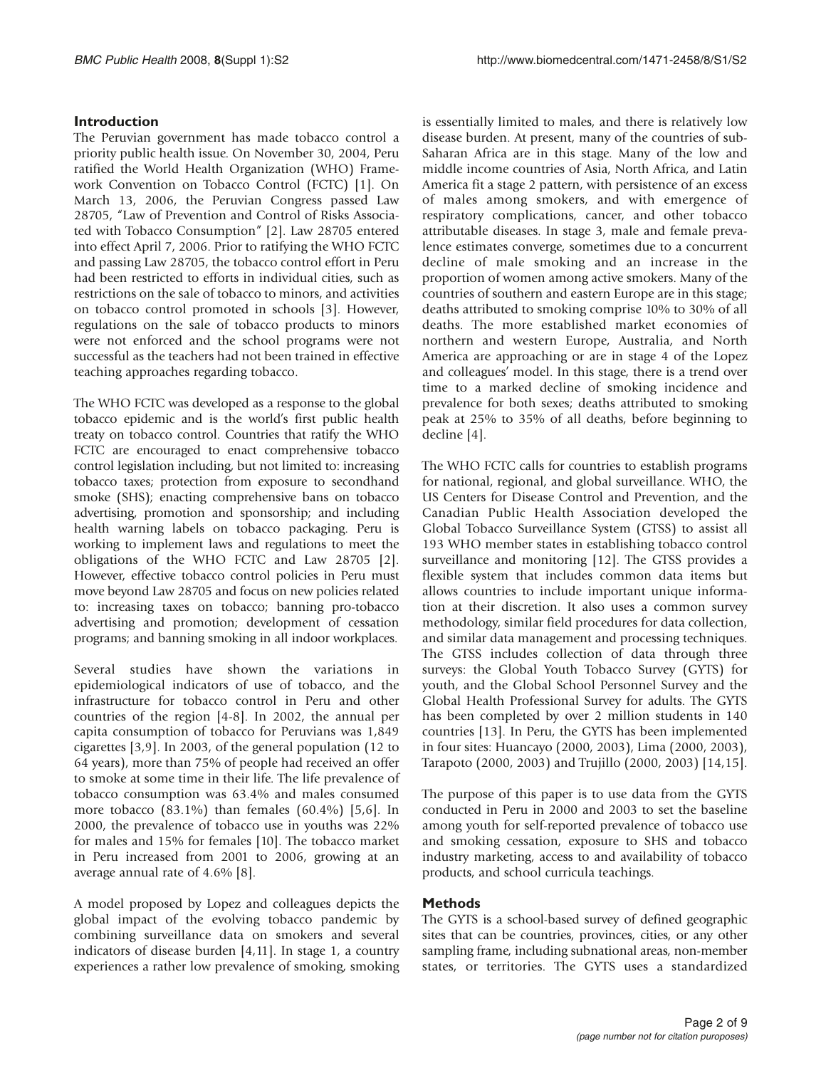## Introduction

The Peruvian government has made tobacco control a priority public health issue. On November 30, 2004, Peru ratified the World Health Organization (WHO) Framework Convention on Tobacco Control (FCTC) [1]. On March 13, 2006, the Peruvian Congress passed Law 28705, "Law of Prevention and Control of Risks Associated with Tobacco Consumption" [2]. Law 28705 entered into effect April 7, 2006. Prior to ratifying the WHO FCTC and passing Law 28705, the tobacco control effort in Peru had been restricted to efforts in individual cities, such as restrictions on the sale of tobacco to minors, and activities on tobacco control promoted in schools [3]. However, regulations on the sale of tobacco products to minors were not enforced and the school programs were not successful as the teachers had not been trained in effective teaching approaches regarding tobacco.

The WHO FCTC was developed as a response to the global tobacco epidemic and is the world's first public health treaty on tobacco control. Countries that ratify the WHO FCTC are encouraged to enact comprehensive tobacco control legislation including, but not limited to: increasing tobacco taxes; protection from exposure to secondhand smoke (SHS); enacting comprehensive bans on tobacco advertising, promotion and sponsorship; and including health warning labels on tobacco packaging. Peru is working to implement laws and regulations to meet the obligations of the WHO FCTC and Law 28705 [2]. However, effective tobacco control policies in Peru must move beyond Law 28705 and focus on new policies related to: increasing taxes on tobacco; banning pro-tobacco advertising and promotion; development of cessation programs; and banning smoking in all indoor workplaces.

Several studies have shown the variations in epidemiological indicators of use of tobacco, and the infrastructure for tobacco control in Peru and other countries of the region [4-8]. In 2002, the annual per capita consumption of tobacco for Peruvians was 1,849 cigarettes [3,9]. In 2003, of the general population (12 to 64 years), more than 75% of people had received an offer to smoke at some time in their life. The life prevalence of tobacco consumption was 63.4% and males consumed more tobacco (83.1%) than females (60.4%) [5,6]. In 2000, the prevalence of tobacco use in youths was 22% for males and 15% for females [10]. The tobacco market in Peru increased from 2001 to 2006, growing at an average annual rate of 4.6% [8].

A model proposed by Lopez and colleagues depicts the global impact of the evolving tobacco pandemic by combining surveillance data on smokers and several indicators of disease burden [4,11]. In stage 1, a country experiences a rather low prevalence of smoking, smoking is essentially limited to males, and there is relatively low disease burden. At present, many of the countries of sub-Saharan Africa are in this stage. Many of the low and middle income countries of Asia, North Africa, and Latin America fit a stage 2 pattern, with persistence of an excess of males among smokers, and with emergence of respiratory complications, cancer, and other tobacco attributable diseases. In stage 3, male and female prevalence estimates converge, sometimes due to a concurrent decline of male smoking and an increase in the proportion of women among active smokers. Many of the countries of southern and eastern Europe are in this stage; deaths attributed to smoking comprise 10% to 30% of all deaths. The more established market economies of northern and western Europe, Australia, and North America are approaching or are in stage 4 of the Lopez and colleagues' model. In this stage, there is a trend over time to a marked decline of smoking incidence and prevalence for both sexes; deaths attributed to smoking peak at 25% to 35% of all deaths, before beginning to decline [4].

The WHO FCTC calls for countries to establish programs for national, regional, and global surveillance. WHO, the US Centers for Disease Control and Prevention, and the Canadian Public Health Association developed the Global Tobacco Surveillance System (GTSS) to assist all 193 WHO member states in establishing tobacco control surveillance and monitoring [12]. The GTSS provides a flexible system that includes common data items but allows countries to include important unique information at their discretion. It also uses a common survey methodology, similar field procedures for data collection, and similar data management and processing techniques. The GTSS includes collection of data through three surveys: the Global Youth Tobacco Survey (GYTS) for youth, and the Global School Personnel Survey and the Global Health Professional Survey for adults. The GYTS has been completed by over 2 million students in 140 countries [13]. In Peru, the GYTS has been implemented in four sites: Huancayo (2000, 2003), Lima (2000, 2003), Tarapoto (2000, 2003) and Trujillo (2000, 2003) [14,15].

The purpose of this paper is to use data from the GYTS conducted in Peru in 2000 and 2003 to set the baseline among youth for self-reported prevalence of tobacco use and smoking cessation, exposure to SHS and tobacco industry marketing, access to and availability of tobacco products, and school curricula teachings.

## Methods

The GYTS is a school-based survey of defined geographic sites that can be countries, provinces, cities, or any other sampling frame, including subnational areas, non-member states, or territories. The GYTS uses a standardized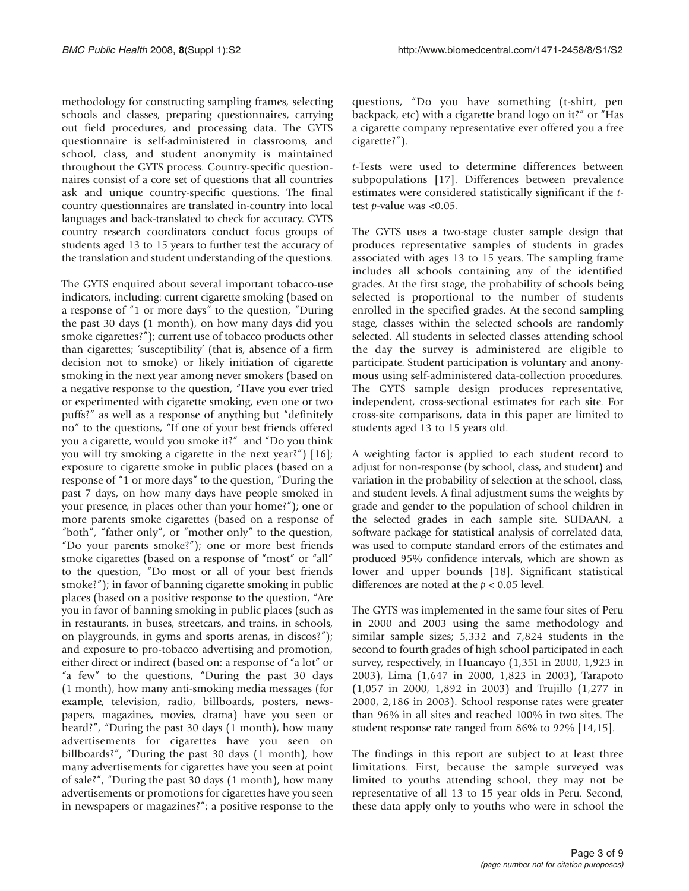methodology for constructing sampling frames, selecting schools and classes, preparing questionnaires, carrying out field procedures, and processing data. The GYTS questionnaire is self-administered in classrooms, and school, class, and student anonymity is maintained throughout the GYTS process. Country-specific questionnaires consist of a core set of questions that all countries ask and unique country-specific questions. The final country questionnaires are translated in-country into local languages and back-translated to check for accuracy. GYTS country research coordinators conduct focus groups of students aged 13 to 15 years to further test the accuracy of the translation and student understanding of the questions.

The GYTS enquired about several important tobacco-use indicators, including: current cigarette smoking (based on a response of "1 or more days" to the question, "During the past 30 days (1 month), on how many days did you smoke cigarettes?"); current use of tobacco products other than cigarettes; 'susceptibility' (that is, absence of a firm decision not to smoke) or likely initiation of cigarette smoking in the next year among never smokers (based on a negative response to the question, "Have you ever tried or experimented with cigarette smoking, even one or two puffs?" as well as a response of anything but "definitely no" to the questions, "If one of your best friends offered you a cigarette, would you smoke it?" and "Do you think you will try smoking a cigarette in the next year?") [16]; exposure to cigarette smoke in public places (based on a response of "1 or more days" to the question, "During the past 7 days, on how many days have people smoked in your presence, in places other than your home?"); one or more parents smoke cigarettes (based on a response of "both", "father only", or "mother only" to the question, "Do your parents smoke?"); one or more best friends smoke cigarettes (based on a response of "most" or "all" to the question, "Do most or all of your best friends smoke?"); in favor of banning cigarette smoking in public places (based on a positive response to the question, "Are you in favor of banning smoking in public places (such as in restaurants, in buses, streetcars, and trains, in schools, on playgrounds, in gyms and sports arenas, in discos?"); and exposure to pro-tobacco advertising and promotion, either direct or indirect (based on: a response of "a lot" or "a few" to the questions, "During the past 30 days (1 month), how many anti-smoking media messages (for example, television, radio, billboards, posters, newspapers, magazines, movies, drama) have you seen or heard?", "During the past 30 days (1 month), how many advertisements for cigarettes have you seen on billboards?", "During the past 30 days (1 month), how many advertisements for cigarettes have you seen at point of sale?", "During the past 30 days (1 month), how many advertisements or promotions for cigarettes have you seen in newspapers or magazines?"; a positive response to the questions, "Do you have something (t-shirt, pen backpack, etc) with a cigarette brand logo on it?" or "Has a cigarette company representative ever offered you a free cigarette?").

*t*-Tests were used to determine differences between subpopulations [17]. Differences between prevalence estimates were considered statistically significant if the *t*-test $p$-value was <0.05.

The GYTS uses a two-stage cluster sample design that produces representative samples of students in grades associated with ages 13 to 15 years. The sampling frame includes all schools containing any of the identified grades. At the first stage, the probability of schools being selected is proportional to the number of students enrolled in the specified grades. At the second sampling stage, classes within the selected schools are randomly selected. All students in selected classes attending school the day the survey is administered are eligible to participate. Student participation is voluntary and anonymous using self-administered data-collection procedures. The GYTS sample design produces representative, independent, cross-sectional estimates for each site. For cross-site comparisons, data in this paper are limited to students aged 13 to 15 years old.

A weighting factor is applied to each student record to adjust for non-response (by school, class, and student) and variation in the probability of selection at the school, class, and student levels. A final adjustment sums the weights by grade and gender to the population of school children in the selected grades in each sample site. SUDAAN, a software package for statistical analysis of correlated data, was used to compute standard errors of the estimates and produced 95% confidence intervals, which are shown as lower and upper bounds [18]. Significant statistical differences are noted at the $p < 0.05$ level.

The GYTS was implemented in the same four sites of Peru in 2000 and 2003 using the same methodology and similar sample sizes; 5,332 and 7,824 students in the second to fourth grades of high school participated in each survey, respectively, in Huancayo (1,351 in 2000, 1,923 in 2003), Lima (1,647 in 2000, 1,823 in 2003), Tarapoto (1,057 in 2000, 1,892 in 2003) and Trujillo (1,277 in 2000, 2,186 in 2003). School response rates were greater than 96% in all sites and reached 100% in two sites. The student response rate ranged from 86% to 92% [14,15].

The findings in this report are subject to at least three limitations. First, because the sample surveyed was limited to youths attending school, they may not be representative of all 13 to 15 year olds in Peru. Second, these data apply only to youths who were in school the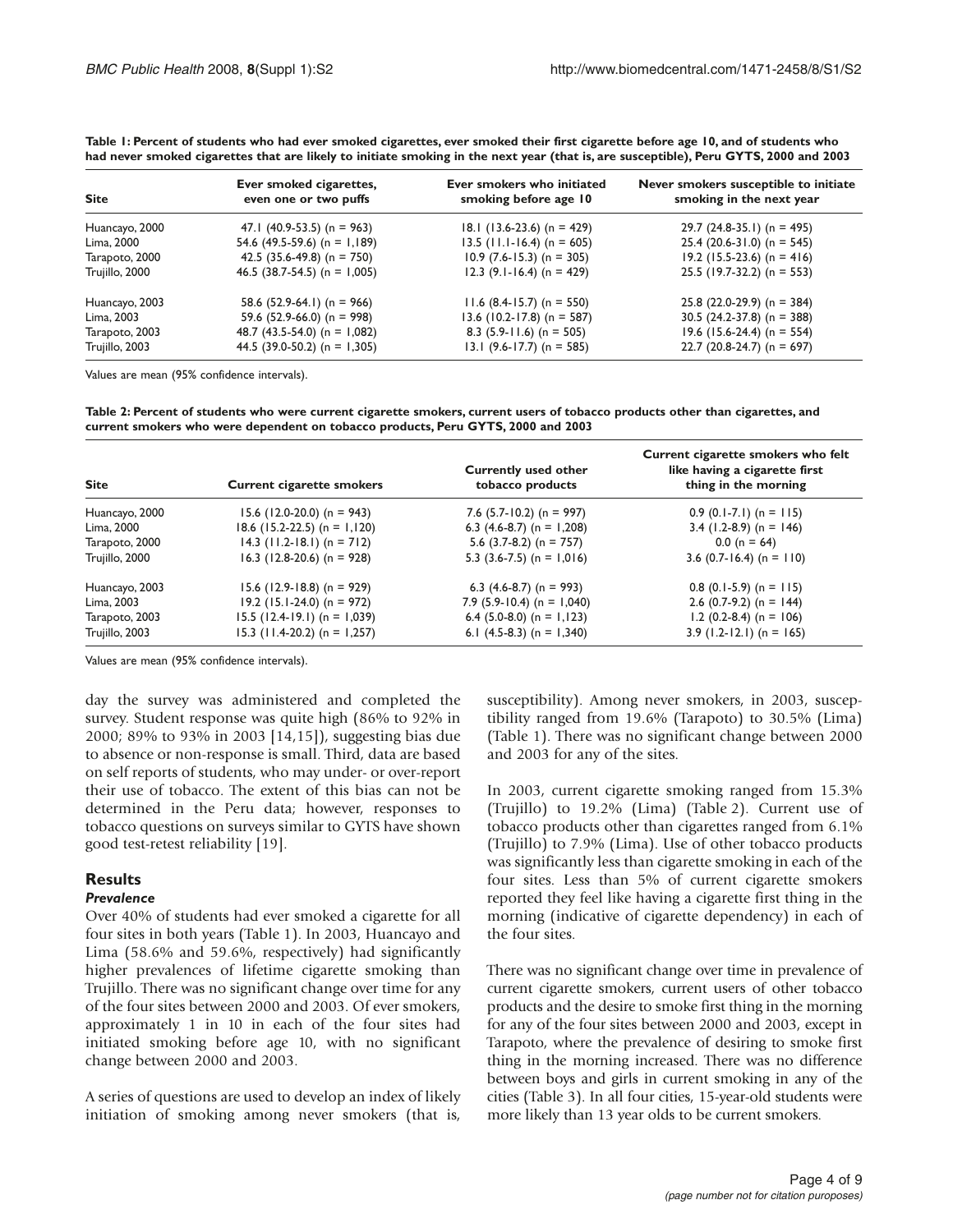**Table 1: Percent of students who had ever smoked cigarettes, ever smoked their first cigarette before age 10, and of students who had never smoked cigarettes that are likely to initiate smoking in the next year (that is, are susceptible), Peru GYTS, 2000 and 2003**

| Site | Ever smoked cigarettes, even one or two puffs | Ever smokers who initiated smoking before age 10 | Never smokers susceptible to initiate smoking in the next year |
|---|---|---|---|
| Huancayo, 2000 | 47.1 (40.9-53.5) (n = 963) | 18.1 (13.6-23.6) (n = 429) | 29.7 (24.8-35.1) (n = 495) |
| Lima, 2000 | 54.6 (49.5-59.6) (n = 1,189) | 13.5 (11.1-16.4) (n = 605) | 25.4 (20.6-31.0) (n = 545) |
| Tarapoto, 2000 | 42.5 (35.6-49.8) (n = 750) | 10.9 (7.6-15.3) (n = 305) | 19.2 (15.5-23.6) (n = 416) |
| Trujillo, 2000 | 46.5 (38.7-54.5) (n = 1,005) | 12.3 (9.1-16.4) (n = 429) | 25.5 (19.7-32.2) (n = 553) |
| Huancayo, 2003 | 58.6 (52.9-64.1) (n = 966) | 11.6 (8.4-15.7) (n = 550) | 25.8 (22.0-29.9) (n = 384) |
| Lima, 2003 | 59.6 (52.9-66.0) (n = 998) | 13.6 (10.2-17.8) (n = 587) | 30.5 (24.2-37.8) (n = 388) |
| Tarapoto, 2003 | 48.7 (43.5-54.0) (n = 1,082) | 8.3 (5.9-11.6) (n = 505) | 19.6 (15.6-24.4) (n = 554) |
| Trujillo, 2003 | 44.5 (39.0-50.2) (n = 1,305) | 13.1 (9.6-17.7) (n = 585) | 22.7 (20.8-24.7) (n = 697) |

Values are mean (95% confidence intervals).

**Table 2: Percent of students who were current cigarette smokers, current users of tobacco products other than cigarettes, and current smokers who were dependent on tobacco products, Peru GYTS, 2000 and 2003**

| Site | Current cigarette smokers | Currently used other tobacco products | Current cigarette smokers who felt like having a cigarette first thing in the morning |
|---|---|---|---|
| Huancayo, 2000 | 15.6 (12.0-20.0) (n = 943) | 7.6 (5.7-10.2) (n = 997) | 0.9 (0.1-7.1) (n = 115) |
| Lima, 2000 | 18.6 (15.2-22.5) (n = 1,120) | 6.3 (4.6-8.7) (n = 1,208) | 3.4 (1.2-8.9) (n = 146) |
| Tarapoto, 2000 | 14.3 (11.2-18.1) (n = 712) | 5.6 (3.7-8.2) (n = 757) | 0.0 (n = 64) |
| Trujillo, 2000 | 16.3 (12.8-20.6) (n = 928) | 5.3 (3.6-7.5) (n = 1,016) | 3.6 (0.7-16.4) (n = 110) |
| Huancayo, 2003 | 15.6 (12.9-18.8) (n = 929) | 6.3 (4.6-8.7) (n = 993) | 0.8 (0.1-5.9) (n = 115) |
| Lima, 2003 | 19.2 (15.1-24.0) (n = 972) | 7.9 (5.9-10.4) (n = 1,040) | 2.6 (0.7-9.2) (n = 144) |
| Tarapoto, 2003 | 15.5 (12.4-19.1) (n = 1,039) | 6.4 (5.0-8.0) (n = 1,123) | 1.2 (0.2-8.4) (n = 106) |
| Trujillo, 2003 | 15.3 (11.4-20.2) (n = 1,257) | 6.1 (4.5-8.3) (n = 1,340) | 3.9 (1.2-12.1) (n = 165) |

Values are mean (95% confidence intervals).

day the survey was administered and completed the survey. Student response was quite high (86% to 92% in 2000; 89% to 93% in 2003 [14,15]), suggesting bias due to absence or non-response is small. Third, data are based on self reports of students, who may under- or over-report their use of tobacco. The extent of this bias can not be determined in the Peru data; however, responses to tobacco questions on surveys similar to GYTS have shown good test-retest reliability [19].

## Results

### *Prevalence*

Over 40% of students had ever smoked a cigarette for all four sites in both years (Table 1). In 2003, Huancayo and Lima (58.6% and 59.6%, respectively) had significantly higher prevalences of lifetime cigarette smoking than Trujillo. There was no significant change over time for any of the four sites between 2000 and 2003. Of ever smokers, approximately 1 in 10 in each of the four sites had initiated smoking before age 10, with no significant change between 2000 and 2003.

A series of questions are used to develop an index of likely initiation of smoking among never smokers (that is, susceptibility). Among never smokers, in 2003, susceptibility ranged from 19.6% (Tarapoto) to 30.5% (Lima) (Table 1). There was no significant change between 2000 and 2003 for any of the sites.

In 2003, current cigarette smoking ranged from 15.3% (Trujillo) to 19.2% (Lima) (Table 2). Current use of tobacco products other than cigarettes ranged from 6.1% (Trujillo) to 7.9% (Lima). Use of other tobacco products was significantly less than cigarette smoking in each of the four sites. Less than 5% of current cigarette smokers reported they feel like having a cigarette first thing in the morning (indicative of cigarette dependency) in each of the four sites.

There was no significant change over time in prevalence of current cigarette smokers, current users of other tobacco products and the desire to smoke first thing in the morning for any of the four sites between 2000 and 2003, except in Tarapoto, where the prevalence of desiring to smoke first thing in the morning increased. There was no difference between boys and girls in current smoking in any of the cities (Table 3). In all four cities, 15-year-old students were more likely than 13 year olds to be current smokers.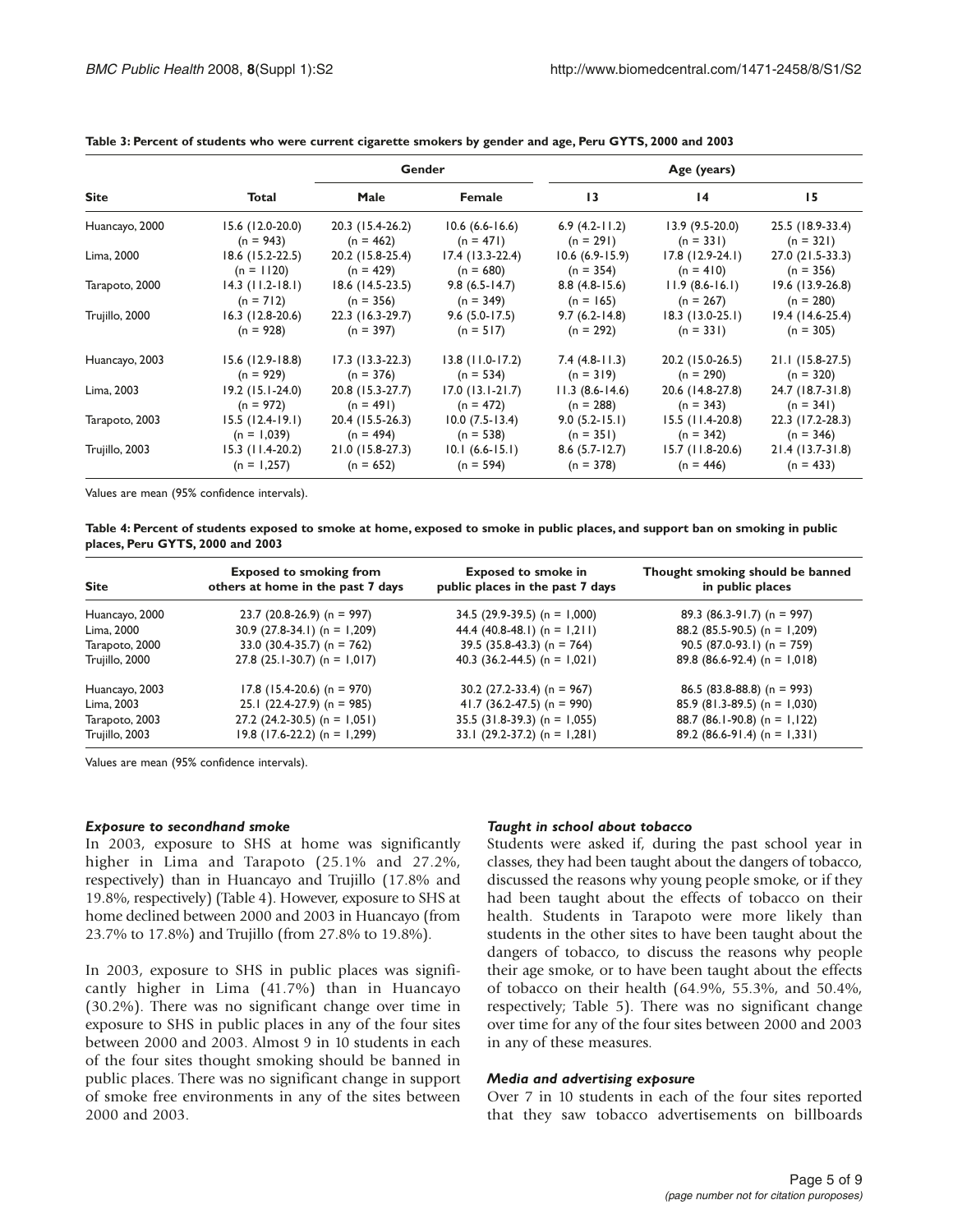**Table 3: Percent of students who were current cigarette smokers by gender and age, Peru GYTS, 2000 and 2003**

| Site | Total | Gender | | Age (years) | | |
|---|---|---|---|---|---|---|
| | | Male | Female | 13 | 14 | 15 |
| Huancayo, 2000 | 15.6 (12.0-20.0) (n = 943) | 20.3 (15.4-26.2) (n = 462) | 10.6 (6.6-16.6) (n = 471) | 6.9 (4.2-11.2) (n = 291) | 13.9 (9.5-20.0) (n = 331) | 25.5 (18.9-33.4) (n = 321) |
| Lima, 2000 | 18.6 (15.2-22.5) (n = 1120) | 20.2 (15.8-25.4) (n = 429) | 17.4 (13.3-22.4) (n = 680) | 10.6 (6.9-15.9) (n = 354) | 17.8 (12.9-24.1) (n = 410) | 27.0 (21.5-33.3) (n = 356) |
| Tarapoto, 2000 | 14.3 (11.2-18.1) (n = 712) | 18.6 (14.5-23.5) (n = 356) | 9.8 (6.5-14.7) (n = 349) | 8.8 (4.8-15.6) (n = 165) | 11.9 (8.6-16.1) (n = 267) | 19.6 (13.9-26.8) (n = 280) |
| Trujillo, 2000 | 16.3 (12.8-20.6) (n = 928) | 22.3 (16.3-29.7) (n = 397) | 9.6 (5.0-17.5) (n = 517) | 9.7 (6.2-14.8) (n = 292) | 18.3 (13.0-25.1) (n = 331) | 19.4 (14.6-25.4) (n = 305) |
| Huancayo, 2003 | 15.6 (12.9-18.8) (n = 929) | 17.3 (13.3-22.3) (n = 376) | 13.8 (11.0-17.2) (n = 534) | 7.4 (4.8-11.3) (n = 319) | 20.2 (15.0-26.5) (n = 290) | 21.1 (15.8-27.5) (n = 320) |
| Lima, 2003 | 19.2 (15.1-24.0) (n = 972) | 20.8 (15.3-27.7) (n = 491) | 17.0 (13.1-21.7) (n = 472) | 11.3 (8.6-14.6) (n = 288) | 20.6 (14.8-27.8) (n = 343) | 24.7 (18.7-31.8) (n = 341) |
| Tarapoto, 2003 | 15.5 (12.4-19.1) (n = 1,039) | 20.4 (15.5-26.3) (n = 494) | 10.0 (7.5-13.4) (n = 538) | 9.0 (5.2-15.1) (n = 351) | 15.5 (11.4-20.8) (n = 342) | 22.3 (17.2-28.3) (n = 346) |
| Trujillo, 2003 | 15.3 (11.4-20.2) (n = 1,257) | 21.0 (15.8-27.3) (n = 652) | 10.1 (6.6-15.1) (n = 594) | 8.6 (5.7-12.7) (n = 378) | 15.7 (11.8-20.6) (n = 446) | 21.4 (13.7-31.8) (n = 433) |

Values are mean (95% confidence intervals).

**Table 4: Percent of students exposed to smoke at home, exposed to smoke in public places, and support ban on smoking in public places, Peru GYTS, 2000 and 2003**

| Site | Exposed to smoking from others at home in the past 7 days | Exposed to smoke in public places in the past 7 days | Thought smoking should be banned in public places |
|---|---|---|---|
| Huancayo, 2000 | 23.7 (20.8-26.9) (n = 997) | 34.5 (29.9-39.5) (n = 1,000) | 89.3 (86.3-91.7) (n = 997) |
| Lima, 2000 | 30.9 (27.8-34.1) (n = 1,209) | 44.4 (40.8-48.1) (n = 1,211) | 88.2 (85.5-90.5) (n = 1,209) |
| Tarapoto, 2000 | 33.0 (30.4-35.7) (n = 762) | 39.5 (35.8-43.3) (n = 764) | 90.5 (87.0-93.1) (n = 759) |
| Trujillo, 2000 | 27.8 (25.1-30.7) (n = 1,017) | 40.3 (36.2-44.5) (n = 1,021) | 89.8 (86.6-92.4) (n = 1,018) |
| Huancayo, 2003 | 17.8 (15.4-20.6) (n = 970) | 30.2 (27.2-33.4) (n = 967) | 86.5 (83.8-88.8) (n = 993) |
| Lima, 2003 | 25.1 (22.4-27.9) (n = 985) | 41.7 (36.2-47.5) (n = 990) | 85.9 (81.3-89.5) (n = 1,030) |
| Tarapoto, 2003 | 27.2 (24.2-30.5) (n = 1,051) | 35.5 (31.8-39.3) (n = 1,055) | 88.7 (86.1-90.8) (n = 1,122) |
| Trujillo, 2003 | 19.8 (17.6-22.2) (n = 1,299) | 33.1 (29.2-37.2) (n = 1,281) | 89.2 (86.6-91.4) (n = 1,331) |

Values are mean (95% confidence intervals).

### *Exposure to secondhand smoke*

In 2003, exposure to SHS at home was significantly higher in Lima and Tarapoto (25.1% and 27.2%, respectively) than in Huancayo and Trujillo (17.8% and 19.8%, respectively) (Table 4). However, exposure to SHS at home declined between 2000 and 2003 in Huancayo (from 23.7% to 17.8%) and Trujillo (from 27.8% to 19.8%).

In 2003, exposure to SHS in public places was significantly higher in Lima (41.7%) than in Huancayo (30.2%). There was no significant change over time in exposure to SHS in public places in any of the four sites between 2000 and 2003. Almost 9 in 10 students in each of the four sites thought smoking should be banned in public places. There was no significant change in support of smoke free environments in any of the sites between 2000 and 2003.

### *Taught in school about tobacco*

Students were asked if, during the past school year in classes, they had been taught about the dangers of tobacco, discussed the reasons why young people smoke, or if they had been taught about the effects of tobacco on their health. Students in Tarapoto were more likely than students in the other sites to have been taught about the dangers of tobacco, to discuss the reasons why people their age smoke, or to have been taught about the effects of tobacco on their health (64.9%, 55.3%, and 50.4%, respectively; Table 5). There was no significant change over time for any of the four sites between 2000 and 2003 in any of these measures.

### *Media and advertising exposure*

Over 7 in 10 students in each of the four sites reported that they saw tobacco advertisements on billboards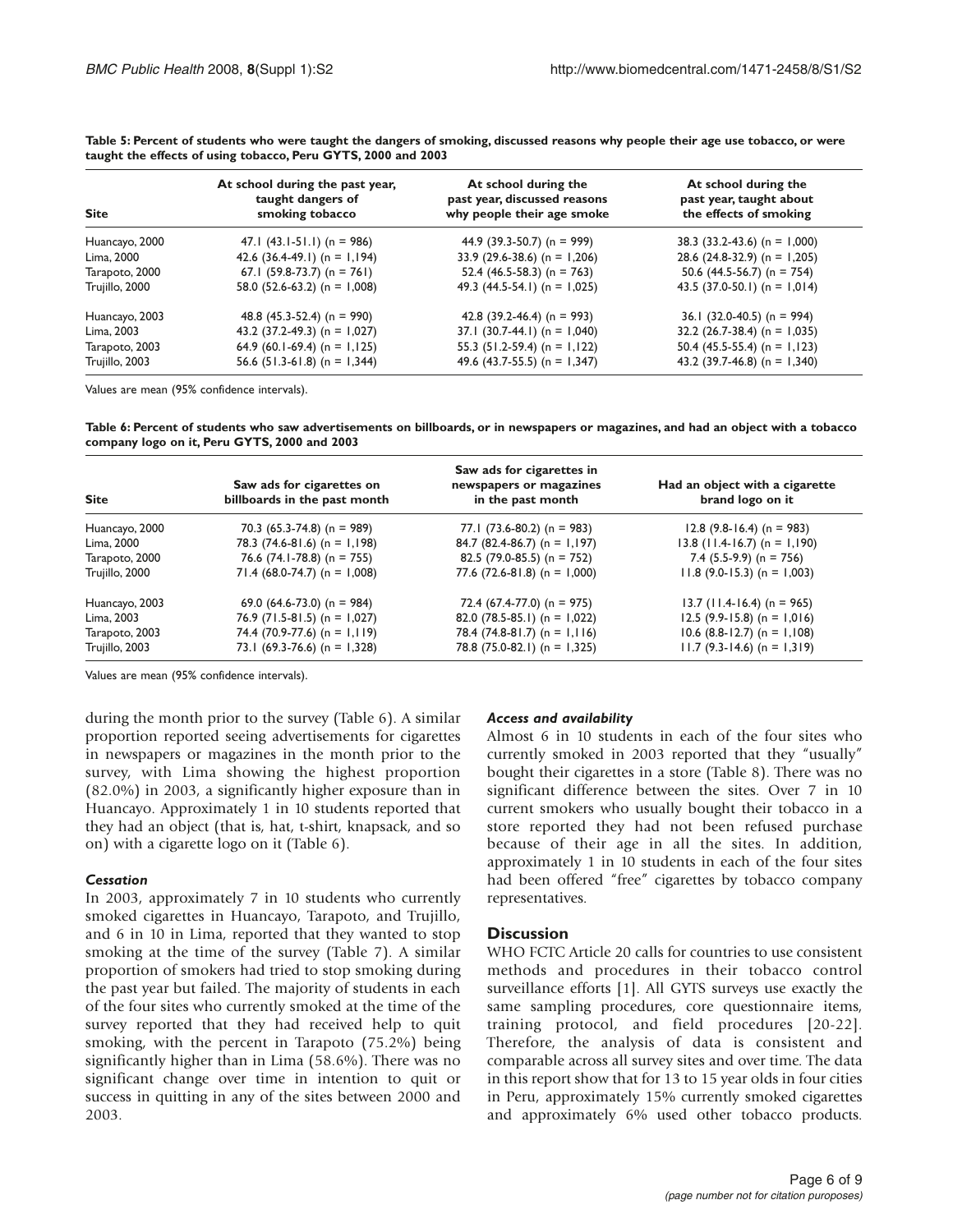**Table 5: Percent of students who were taught the dangers of smoking, discussed reasons why people their age use tobacco, or were taught the effects of using tobacco, Peru GYTS, 2000 and 2003**

| Site | At school during the past year, taught dangers of smoking tobacco | At school during the past year, discussed reasons why people their age smoke | At school during the past year, taught about the effects of smoking |
|---|---|---|---|
| Huancayo, 2000 | 47.1 (43.1-51.1) (n = 986) | 44.9 (39.3-50.7) (n = 999) | 38.3 (33.2-43.6) (n = 1,000) |
| Lima, 2000 | 42.6 (36.4-49.1) (n = 1,194) | 33.9 (29.6-38.6) (n = 1,206) | 28.6 (24.8-32.9) (n = 1,205) |
| Tarapoto, 2000 | 67.1 (59.8-73.7) (n = 761) | 52.4 (46.5-58.3) (n = 763) | 50.6 (44.5-56.7) (n = 754) |
| Trujillo, 2000 | 58.0 (52.6-63.2) (n = 1,008) | 49.3 (44.5-54.1) (n = 1,025) | 43.5 (37.0-50.1) (n = 1,014) |
| Huancayo, 2003 | 48.8 (45.3-52.4) (n = 990) | 42.8 (39.2-46.4) (n = 993) | 36.1 (32.0-40.5) (n = 994) |
| Lima, 2003 | 43.2 (37.2-49.3) (n = 1,027) | 37.1 (30.7-44.1) (n = 1,040) | 32.2 (26.7-38.4) (n = 1,035) |
| Tarapoto, 2003 | 64.9 (60.1-69.4) (n = 1,125) | 55.3 (51.2-59.4) (n = 1,122) | 50.4 (45.5-55.4) (n = 1,123) |
| Trujillo, 2003 | 56.6 (51.3-61.8) (n = 1,344) | 49.6 (43.7-55.5) (n = 1,347) | 43.2 (39.7-46.8) (n = 1,340) |

Values are mean (95% confidence intervals).

**Table 6: Percent of students who saw advertisements on billboards, or in newspapers or magazines, and had an object with a tobacco company logo on it, Peru GYTS, 2000 and 2003**

| Site | Saw ads for cigarettes on billboards in the past month | Saw ads for cigarettes in newspapers or magazines in the past month | Had an object with a cigarette brand logo on it |
|---|---|---|---|
| Huancayo, 2000 | 70.3 (65.3-74.8) (n = 989) | 77.1 (73.6-80.2) (n = 983) | 12.8 (9.8-16.4) (n = 983) |
| Lima, 2000 | 78.3 (74.6-81.6) (n = 1,198) | 84.7 (82.4-86.7) (n = 1,197) | 13.8 (11.4-16.7) (n = 1,190) |
| Tarapoto, 2000 | 76.6 (74.1-78.8) (n = 755) | 82.5 (79.0-85.5) (n = 752) | 7.4 (5.5-9.9) (n = 756) |
| Trujillo, 2000 | 71.4 (68.0-74.7) (n = 1,008) | 77.6 (72.6-81.8) (n = 1,000) | 11.8 (9.0-15.3) (n = 1,003) |
| Huancayo, 2003 | 69.0 (64.6-73.0) (n = 984) | 72.4 (67.4-77.0) (n = 975) | 13.7 (11.4-16.4) (n = 965) |
| Lima, 2003 | 76.9 (71.5-81.5) (n = 1,027) | 82.0 (78.5-85.1) (n = 1,022) | 12.5 (9.9-15.8) (n = 1,016) |
| Tarapoto, 2003 | 74.4 (70.9-77.6) (n = 1,119) | 78.4 (74.8-81.7) (n = 1,116) | 10.6 (8.8-12.7) (n = 1,108) |
| Trujillo, 2003 | 73.1 (69.3-76.6) (n = 1,328) | 78.8 (75.0-82.1) (n = 1,325) | 11.7 (9.3-14.6) (n = 1,319) |

Values are mean (95% confidence intervals).

during the month prior to the survey (Table 6). A similar proportion reported seeing advertisements for cigarettes in newspapers or magazines in the month prior to the survey, with Lima showing the highest proportion (82.0%) in 2003, a significantly higher exposure than in Huancayo. Approximately 1 in 10 students reported that they had an object (that is, hat, t-shirt, knapsack, and so on) with a cigarette logo on it (Table 6).

### *Cessation*

In 2003, approximately 7 in 10 students who currently smoked cigarettes in Huancayo, Tarapoto, and Trujillo, and 6 in 10 in Lima, reported that they wanted to stop smoking at the time of the survey (Table 7). A similar proportion of smokers had tried to stop smoking during the past year but failed. The majority of students in each of the four sites who currently smoked at the time of the survey reported that they had received help to quit smoking, with the percent in Tarapoto (75.2%) being significantly higher than in Lima (58.6%). There was no significant change over time in intention to quit or success in quitting in any of the sites between 2000 and 2003.

### *Access and availability*

Almost 6 in 10 students in each of the four sites who currently smoked in 2003 reported that they "usually" bought their cigarettes in a store (Table 8). There was no significant difference between the sites. Over 7 in 10 current smokers who usually bought their tobacco in a store reported they had not been refused purchase because of their age in all the sites. In addition, approximately 1 in 10 students in each of the four sites had been offered "free" cigarettes by tobacco company representatives.

## Discussion

WHO FCTC Article 20 calls for countries to use consistent methods and procedures in their tobacco control surveillance efforts [1]. All GYTS surveys use exactly the same sampling procedures, core questionnaire items, training protocol, and field procedures [20-22]. Therefore, the analysis of data is consistent and comparable across all survey sites and over time. The data in this report show that for 13 to 15 year olds in four cities in Peru, approximately 15% currently smoked cigarettes and approximately 6% used other tobacco products.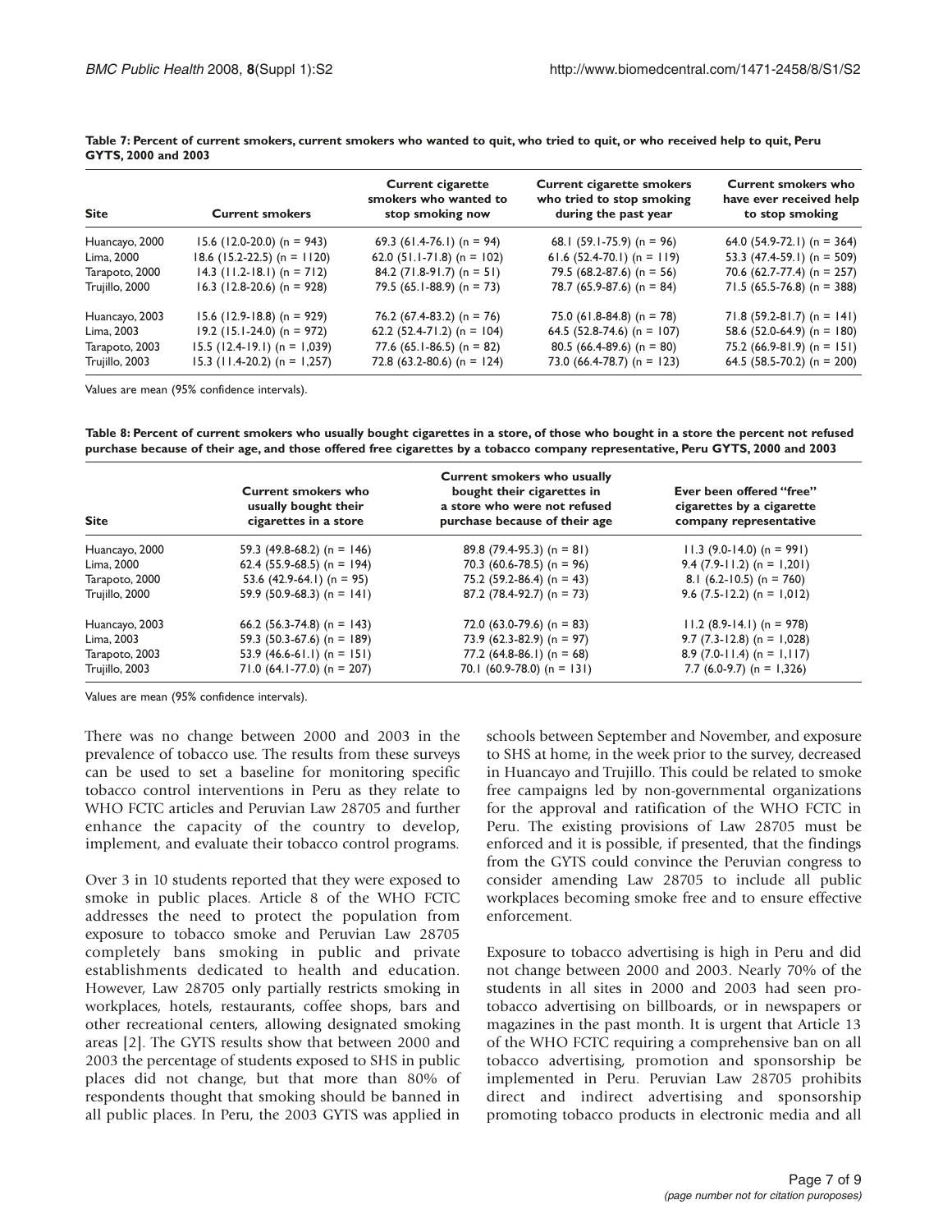**Table 7: Percent of current smokers, current smokers who wanted to quit, who tried to quit, or who received help to quit, Peru GYTS, 2000 and 2003**

| Site | Current smokers | Current cigarette smokers who wanted to stop smoking now | Current cigarette smokers who tried to stop smoking during the past year | Current smokers who have ever received help to stop smoking |
|---|---|---|---|---|
| Huancayo, 2000 | 15.6 (12.0-20.0) (n = 943) | 69.3 (61.4-76.1) (n = 94) | 68.1 (59.1-75.9) (n = 96) | 64.0 (54.9-72.1) (n = 364) |
| Lima, 2000 | 18.6 (15.2-22.5) (n = 1120) | 62.0 (51.1-71.8) (n = 102) | 61.6 (52.4-70.1) (n = 119) | 53.3 (47.4-59.1) (n = 509) |
| Tarapoto, 2000 | 14.3 (11.2-18.1) (n = 712) | 84.2 (71.8-91.7) (n = 51) | 79.5 (68.2-87.6) (n = 56) | 70.6 (62.7-77.4) (n = 257) |
| Trujillo, 2000 | 16.3 (12.8-20.6) (n = 928) | 79.5 (65.1-88.9) (n = 73) | 78.7 (65.9-87.6) (n = 84) | 71.5 (65.5-76.8) (n = 388) |
| Huancayo, 2003 | 15.6 (12.9-18.8) (n = 929) | 76.2 (67.4-83.2) (n = 76) | 75.0 (61.8-84.8) (n = 78) | 71.8 (59.2-81.7) (n = 141) |
| Lima, 2003 | 19.2 (15.1-24.0) (n = 972) | 62.2 (52.4-71.2) (n = 104) | 64.5 (52.8-74.6) (n = 107) | 58.6 (52.0-64.9) (n = 180) |
| Tarapoto, 2003 | 15.5 (12.4-19.1) (n = 1,039) | 77.6 (65.1-86.5) (n = 82) | 80.5 (66.4-89.6) (n = 80) | 75.2 (66.9-81.9) (n = 151) |
| Trujillo, 2003 | 15.3 (11.4-20.2) (n = 1,257) | 72.8 (63.2-80.6) (n = 124) | 73.0 (66.4-78.7) (n = 123) | 64.5 (58.5-70.2) (n = 200) |

Values are mean (95% confidence intervals).

**Table 8: Percent of current smokers who usually bought cigarettes in a store, of those who bought in a store the percent not refused purchase because of their age, and those offered free cigarettes by a tobacco company representative, Peru GYTS, 2000 and 2003**

| Site | Current smokers who usually bought their cigarettes in a store | Current smokers who usually bought their cigarettes in a store who were not refused purchase because of their age | Ever been offered "free" cigarettes by a cigarette company representative |
|---|---|---|---|
| Huancayo, 2000 | 59.3 (49.8-68.2) (n = 146) | 89.8 (79.4-95.3) (n = 81) | 11.3 (9.0-14.0) (n = 991) |
| Lima, 2000 | 62.4 (55.9-68.5) (n = 194) | 70.3 (60.6-78.5) (n = 96) | 9.4 (7.9-11.2) (n = 1,201) |
| Tarapoto, 2000 | 53.6 (42.9-64.1) (n = 95) | 75.2 (59.2-86.4) (n = 43) | 8.1 (6.2-10.5) (n = 760) |
| Trujillo, 2000 | 59.9 (50.9-68.3) (n = 141) | 87.2 (78.4-92.7) (n = 73) | 9.6 (7.5-12.2) (n = 1,012) |
| Huancayo, 2003 | 66.2 (56.3-74.8) (n = 143) | 72.0 (63.0-79.6) (n = 83) | 11.2 (8.9-14.1) (n = 978) |
| Lima, 2003 | 59.3 (50.3-67.6) (n = 189) | 73.9 (62.3-82.9) (n = 97) | 9.7 (7.3-12.8) (n = 1,028) |
| Tarapoto, 2003 | 53.9 (46.6-61.1) (n = 151) | 77.2 (64.8-86.1) (n = 68) | 8.9 (7.0-11.4) (n = 1,117) |
| Trujillo, 2003 | 71.0 (64.1-77.0) (n = 207) | 70.1 (60.9-78.0) (n = 131) | 7.7 (6.0-9.7) (n = 1,326) |

Values are mean (95% confidence intervals).

There was no change between 2000 and 2003 in the prevalence of tobacco use. The results from these surveys can be used to set a baseline for monitoring specific tobacco control interventions in Peru as they relate to WHO FCTC articles and Peruvian Law 28705 and further enhance the capacity of the country to develop, implement, and evaluate their tobacco control programs.

Over 3 in 10 students reported that they were exposed to smoke in public places. Article 8 of the WHO FCTC addresses the need to protect the population from exposure to tobacco smoke and Peruvian Law 28705 completely bans smoking in public and private establishments dedicated to health and education. However, Law 28705 only partially restricts smoking in workplaces, hotels, restaurants, coffee shops, bars and other recreational centers, allowing designated smoking areas [2]. The GYTS results show that between 2000 and 2003 the percentage of students exposed to SHS in public places did not change, but that more than 80% of respondents thought that smoking should be banned in all public places. In Peru, the 2003 GYTS was applied in schools between September and November, and exposure to SHS at home, in the week prior to the survey, decreased in Huancayo and Trujillo. This could be related to smoke free campaigns led by non-governmental organizations for the approval and ratification of the WHO FCTC in Peru. The existing provisions of Law 28705 must be enforced and it is possible, if presented, that the findings from the GYTS could convince the Peruvian congress to consider amending Law 28705 to include all public workplaces becoming smoke free and to ensure effective enforcement.

Exposure to tobacco advertising is high in Peru and did not change between 2000 and 2003. Nearly 70% of the students in all sites in 2000 and 2003 had seen pro-tobacco advertising on billboards, or in newspapers or magazines in the past month. It is urgent that Article 13 of the WHO FCTC requiring a comprehensive ban on all tobacco advertising, promotion and sponsorship be implemented in Peru. Peruvian Law 28705 prohibits direct and indirect advertising and sponsorship promoting tobacco products in electronic media and all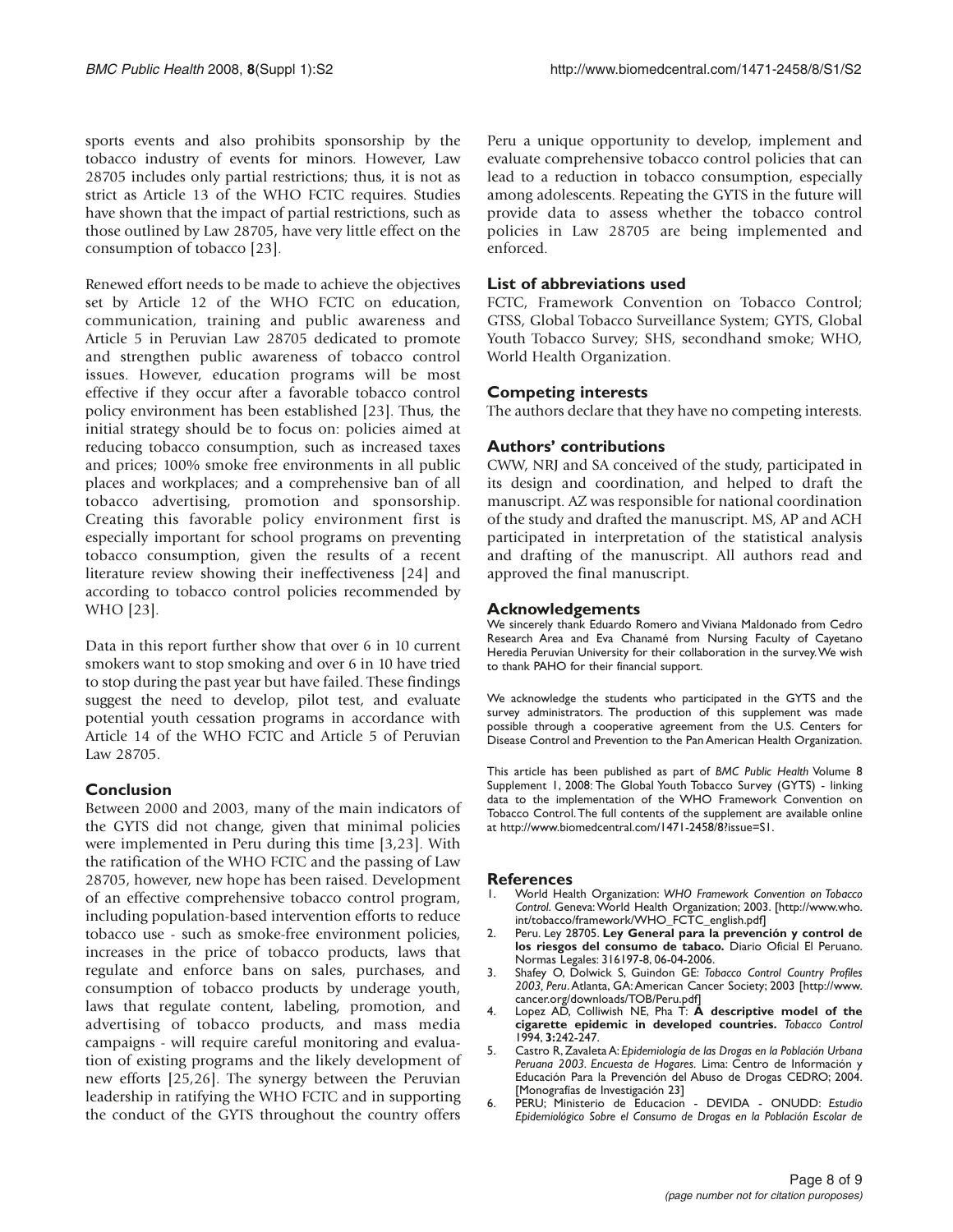sports events and also prohibits sponsorship by the tobacco industry of events for minors. However, Law 28705 includes only partial restrictions; thus, it is not as strict as Article 13 of the WHO FCTC requires. Studies have shown that the impact of partial restrictions, such as those outlined by Law 28705, have very little effect on the consumption of tobacco [23].

Renewed effort needs to be made to achieve the objectives set by Article 12 of the WHO FCTC on education, communication, training and public awareness and Article 5 in Peruvian Law 28705 dedicated to promote and strengthen public awareness of tobacco control issues. However, education programs will be most effective if they occur after a favorable tobacco control policy environment has been established [23]. Thus, the initial strategy should be to focus on: policies aimed at reducing tobacco consumption, such as increased taxes and prices; 100% smoke free environments in all public places and workplaces; and a comprehensive ban of all tobacco advertising, promotion and sponsorship. Creating this favorable policy environment first is especially important for school programs on preventing tobacco consumption, given the results of a recent literature review showing their ineffectiveness [24] and according to tobacco control policies recommended by WHO [23].

Data in this report further show that over 6 in 10 current smokers want to stop smoking and over 6 in 10 have tried to stop during the past year but have failed. These findings suggest the need to develop, pilot test, and evaluate potential youth cessation programs in accordance with Article 14 of the WHO FCTC and Article 5 of Peruvian Law 28705.

## Conclusion

Between 2000 and 2003, many of the main indicators of the GYTS did not change, given that minimal policies were implemented in Peru during this time [3,23]. With the ratification of the WHO FCTC and the passing of Law 28705, however, new hope has been raised. Development of an effective comprehensive tobacco control program, including population-based intervention efforts to reduce tobacco use - such as smoke-free environment policies, increases in the price of tobacco products, laws that regulate and enforce bans on sales, purchases, and consumption of tobacco products by underage youth, laws that regulate content, labeling, promotion, and advertising of tobacco products, and mass media campaigns - will require careful monitoring and evaluation of existing programs and the likely development of new efforts [25,26]. The synergy between the Peruvian leadership in ratifying the WHO FCTC and in supporting the conduct of the GYTS throughout the country offers Peru a unique opportunity to develop, implement and evaluate comprehensive tobacco control policies that can lead to a reduction in tobacco consumption, especially among adolescents. Repeating the GYTS in the future will provide data to assess whether the tobacco control policies in Law 28705 are being implemented and enforced.

## List of abbreviations used

FCTC, Framework Convention on Tobacco Control; GTSS, Global Tobacco Surveillance System; GYTS, Global Youth Tobacco Survey; SHS, secondhand smoke; WHO, World Health Organization.

## Competing interests

The authors declare that they have no competing interests.

## Authors' contributions

CWW, NRJ and SA conceived of the study, participated in its design and coordination, and helped to draft the manuscript. AZ was responsible for national coordination of the study and drafted the manuscript. MS, AP and ACH participated in interpretation of the statistical analysis and drafting of the manuscript. All authors read and approved the final manuscript.

## Acknowledgements

We sincerely thank Eduardo Romero and Viviana Maldonado from Cedro Research Area and Eva Chanamé from Nursing Faculty of Cayetano Heredia Peruvian University for their collaboration in the survey. We wish to thank PAHO for their financial support.

We acknowledge the students who participated in the GYTS and the survey administrators. The production of this supplement was made possible through a cooperative agreement from the U.S. Centers for Disease Control and Prevention to the Pan American Health Organization.

This article has been published as part of *BMC Public Health* Volume 8 Supplement 1, 2008: The Global Youth Tobacco Survey (GYTS) - linking data to the implementation of the WHO Framework Convention on Tobacco Control. The full contents of the supplement are available online at http://www.biomedcentral.com/1471-2458/8?issue=S1.

## References

1. World Health Organization: *WHO Framework Convention on Tobacco Control*. Geneva: World Health Organization; 2003. [http://www.who.int/tobacco/framework/WHO_FCTC_english.pdf]
2. Peru. Ley 28705. **Ley General para la prevención y control de los riesgos del consumo de tabaco.** Diario Oficial El Peruano. Normas Legales: 316197-8, 06-04-2006.
3. Shafey O, Dolwick S, Guindon GE: *Tobacco Control Country Profiles 2003, Peru*. Atlanta, GA: American Cancer Society; 2003 [http://www.cancer.org/downloads/TOB/Peru.pdf]
4. Lopez AD, Colliwish NE, Pha T: **A descriptive model of the cigarette epidemic in developed countries.** *Tobacco Control* 1994, **3:**242-247.
5. Castro R, Zavaleta A: *Epidemiología de las Drogas en la Población Urbana Peruana 2003. Encuesta de Hogares*. Lima: Centro de Información y Educación Para la Prevención del Abuso de Drogas CEDRO; 2004. [Monografías de Investigación 23]
6. PERU; Ministerio de Educacion - DEVIDA - ONUDD: *Estudio Epidemiológico Sobre el Consumo de Drogas en la Población Escolar de*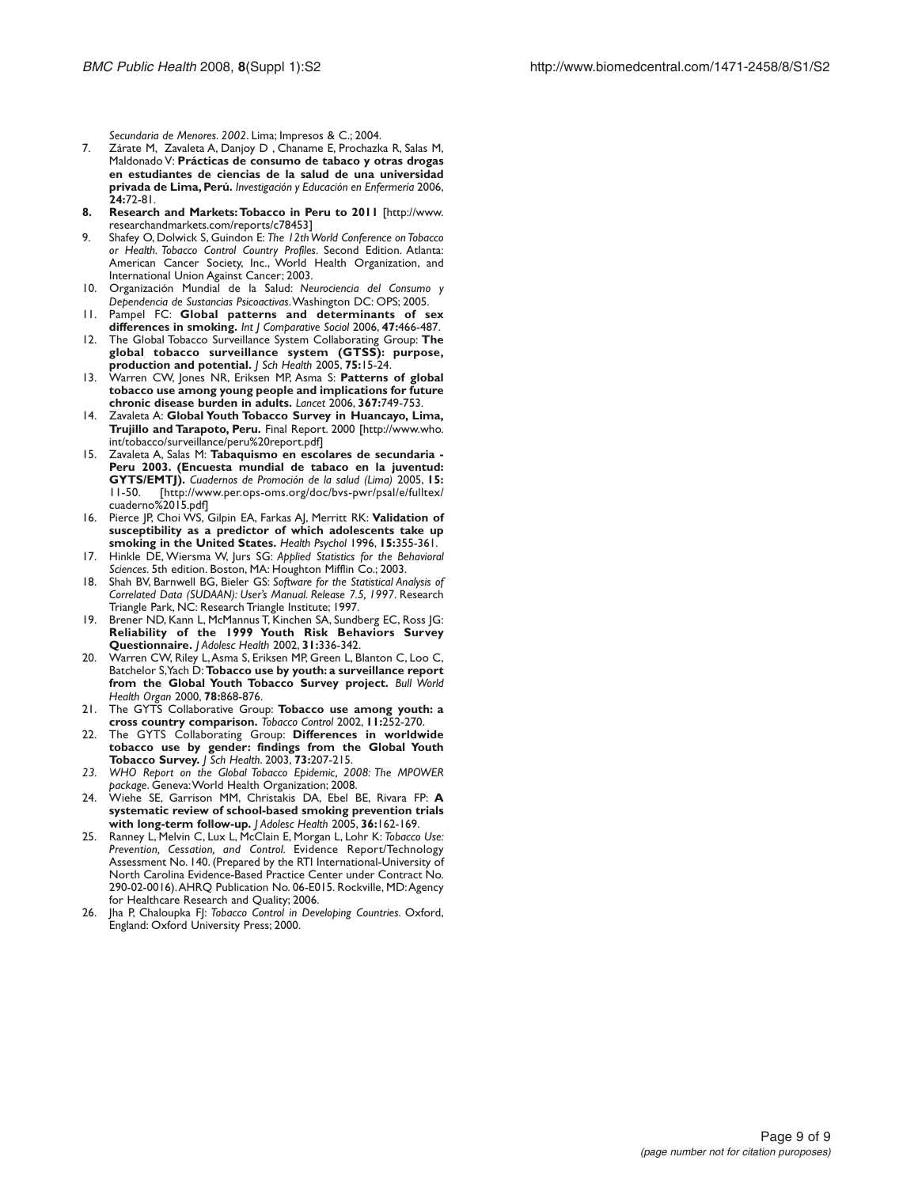*Secundaria de Menores. 2002*. Lima; Impresos & C.; 2004.

7. Zárate M, Zavaleta A, Danjoy D , Chaname E, Prochazka R, Salas M, Maldonado V: **Prácticas de consumo de tabaco y otras drogas en estudiantes de ciencias de la salud de una universidad privada de Lima, Perú.** *Investigación y Educación en Enfermería* 2006, **24:**72-81.
8. **Research and Markets: Tobacco in Peru to 2011** [http://www.researchandmarkets.com/reports/c78453]
9. Shafey O, Dolwick S, Guindon E: *The 12th World Conference on Tobacco or Health. Tobacco Control Country Profiles*. Second Edition. Atlanta: American Cancer Society, Inc., World Health Organization, and International Union Against Cancer; 2003.
10. Organización Mundial de la Salud: *Neurociencia del Consumo y Dependencia de Sustancias Psicoactivas*. Washington DC: OPS; 2005.
11. Pampel FC: **Global patterns and determinants of sex differences in smoking.** *Int J Comparative Sociol* 2006, **47:**466-487.
12. The Global Tobacco Surveillance System Collaborating Group: **The global tobacco surveillance system (GTSS): purpose, production and potential.** *J Sch Health* 2005, **75:**15-24.
13. Warren CW, Jones NR, Eriksen MP, Asma S: **Patterns of global tobacco use among young people and implications for future chronic disease burden in adults.** *Lancet* 2006, **367:**749-753.
14. Zavaleta A: **Global Youth Tobacco Survey in Huancayo, Lima, Trujillo and Tarapoto, Peru.** Final Report. 2000 [http://www.who.int/tobacco/surveillance/peru%20report.pdf]
15. Zavaleta A, Salas M: **Tabaquismo en escolares de secundaria - Peru 2003. (Encuesta mundial de tabaco en la juventud: GYTS/EMTJ).** *Cuadernos de Promoción de la salud (Lima)* 2005, **15:**11-50. [http://www.per.ops-oms.org/doc/bvs-pwr/psal/e/fulltex/cuaderno%2015.pdf]
16. Pierce JP, Choi WS, Gilpin EA, Farkas AJ, Merritt RK: **Validation of susceptibility as a predictor of which adolescents take up smoking in the United States.** *Health Psychol* 1996, **15:**355-361.
17. Hinkle DE, Wiersma W, Jurs SG: *Applied Statistics for the Behavioral Sciences*. 5th edition. Boston, MA: Houghton Mifflin Co.; 2003.
18. Shah BV, Barnwell BG, Bieler GS: *Software for the Statistical Analysis of Correlated Data (SUDAAN): User's Manual. Release 7.5, 1997*. Research Triangle Park, NC: Research Triangle Institute; 1997.
19. Brener ND, Kann L, McMannus T, Kinchen SA, Sundberg EC, Ross JG: **Reliability of the 1999 Youth Risk Behaviors Survey Questionnaire.** *J Adolesc Health* 2002, **31:**336-342.
20. Warren CW, Riley L, Asma S, Eriksen MP, Green L, Blanton C, Loo C, Batchelor S, Yach D: **Tobacco use by youth: a surveillance report from the Global Youth Tobacco Survey project.** *Bull World Health Organ* 2000, **78:**868-876.
21. The GYTS Collaborative Group: **Tobacco use among youth: a cross country comparison.** *Tobacco Control* 2002, **11:**252-270.
22. The GYTS Collaborating Group: **Differences in worldwide tobacco use by gender: findings from the Global Youth Tobacco Survey.** *J Sch Health*. 2003, **73:**207-215.
23. *WHO Report on the Global Tobacco Epidemic, 2008: The MPOWER package*. Geneva: World Health Organization; 2008.
24. Wiehe SE, Garrison MM, Christakis DA, Ebel BE, Rivara FP: **A systematic review of school-based smoking prevention trials with long-term follow-up.** *J Adolesc Health* 2005, **36:**162-169.
25. Ranney L, Melvin C, Lux L, McClain E, Morgan L, Lohr K: *Tobacco Use: Prevention, Cessation, and Control.* Evidence Report/Technology Assessment No. 140. (Prepared by the RTI International-University of North Carolina Evidence-Based Practice Center under Contract No. 290-02-0016). AHRQ Publication No. 06-E015. Rockville, MD: Agency for Healthcare Research and Quality; 2006.
26. Jha P, Chaloupka FJ: *Tobacco Control in Developing Countries*. Oxford, England: Oxford University Press; 2000.